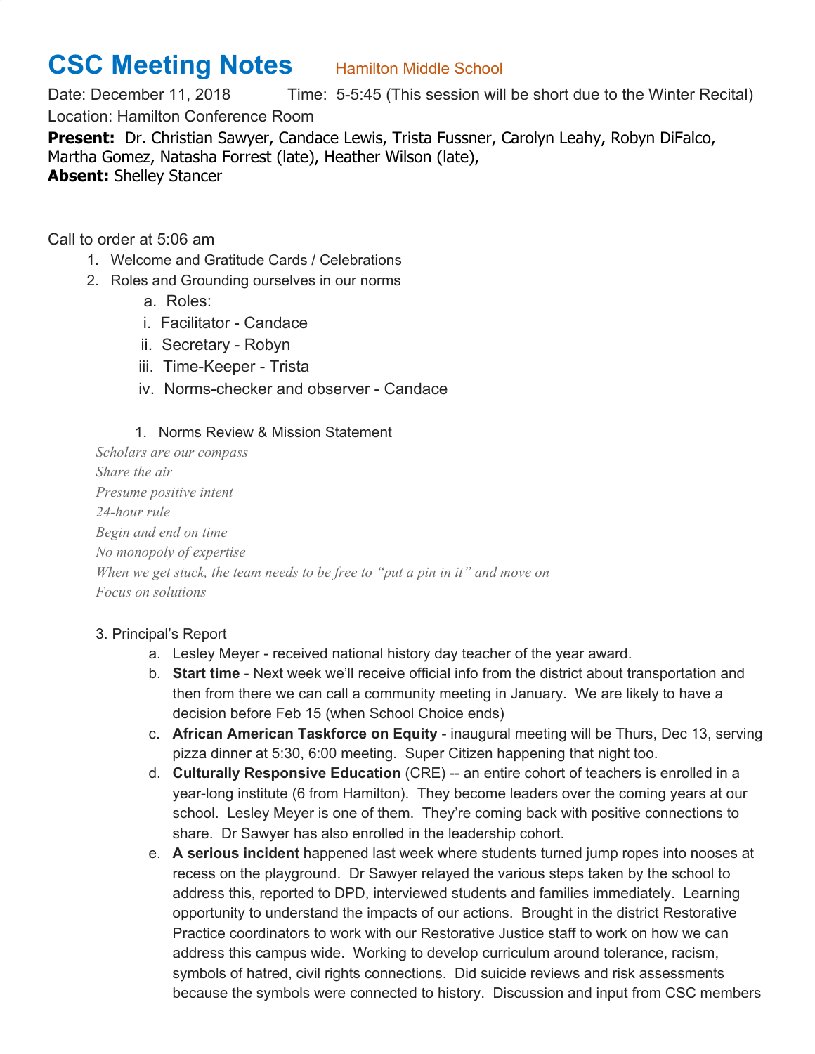# CSC Meeting Notes Hamilton Middle School

Date: December 11, 2018 Time: 5-5:45 (This session will be short due to the Winter Recital)
Location: Hamilton Conference Room
**Present:** Dr. Christian Sawyer, Candace Lewis, Trista Fussner, Carolyn Leahy, Robyn DiFalco, Martha Gomez, Natasha Forrest (late), Heather Wilson (late),
**Absent:** Shelley Stancer

Call to order at 5:06 am

1. Welcome and Gratitude Cards / Celebrations
2. Roles and Grounding ourselves in our norms
   a. Roles:
      i. Facilitator - Candace
      ii. Secretary - Robyn
      iii. Time-Keeper - Trista
      iv. Norms-checker and observer - Candace

   1. Norms Review & Mission Statement

*Scholars are our compass*
*Share the air*
*Presume positive intent*
*24-hour rule*
*Begin and end on time*
*No monopoly of expertise*
*When we get stuck, the team needs to be free to "put a pin in it" and move on*
*Focus on solutions*

3. Principal's Report
   a. Lesley Meyer - received national history day teacher of the year award.
   b. **Start time** - Next week we'll receive official info from the district about transportation and then from there we can call a community meeting in January. We are likely to have a decision before Feb 15 (when School Choice ends)
   c. **African American Taskforce on Equity** - inaugural meeting will be Thurs, Dec 13, serving pizza dinner at 5:30, 6:00 meeting. Super Citizen happening that night too.
   d. **Culturally Responsive Education** (CRE) -- an entire cohort of teachers is enrolled in a year-long institute (6 from Hamilton). They become leaders over the coming years at our school. Lesley Meyer is one of them. They're coming back with positive connections to share. Dr Sawyer has also enrolled in the leadership cohort.
   e. **A serious incident** happened last week where students turned jump ropes into nooses at recess on the playground. Dr Sawyer relayed the various steps taken by the school to address this, reported to DPD, interviewed students and families immediately. Learning opportunity to understand the impacts of our actions. Brought in the district Restorative Practice coordinators to work with our Restorative Justice staff to work on how we can address this campus wide. Working to develop curriculum around tolerance, racism, symbols of hatred, civil rights connections. Did suicide reviews and risk assessments because the symbols were connected to history. Discussion and input from CSC members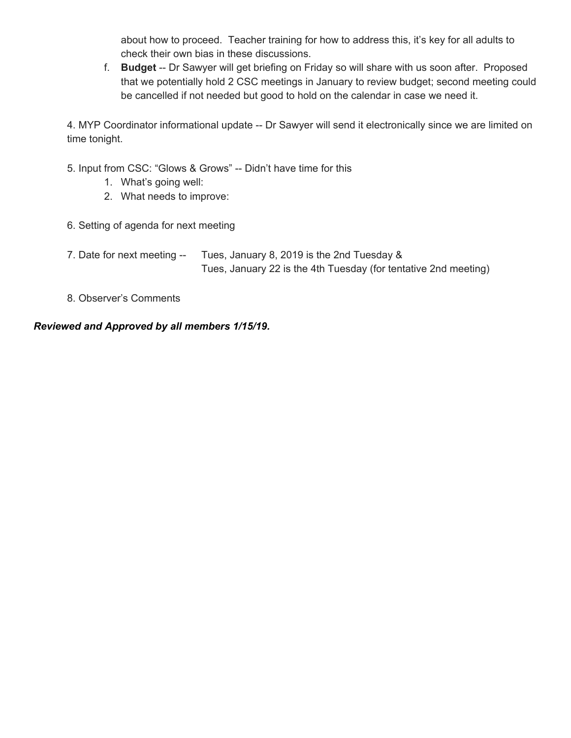about how to proceed. Teacher training for how to address this, it's key for all adults to check their own bias in these discussions.

f. **Budget** -- Dr Sawyer will get briefing on Friday so will share with us soon after. Proposed that we potentially hold 2 CSC meetings in January to review budget; second meeting could be cancelled if not needed but good to hold on the calendar in case we need it.

4. MYP Coordinator informational update -- Dr Sawyer will send it electronically since we are limited on time tonight.

5. Input from CSC: "Glows & Grows" -- Didn't have time for this
   1. What's going well:
   2. What needs to improve:

6. Setting of agenda for next meeting

7. Date for next meeting -- Tues, January 8, 2019 is the 2nd Tuesday &
   Tues, January 22 is the 4th Tuesday (for tentative 2nd meeting)

8. Observer's Comments

***Reviewed and Approved by all members 1/15/19.***